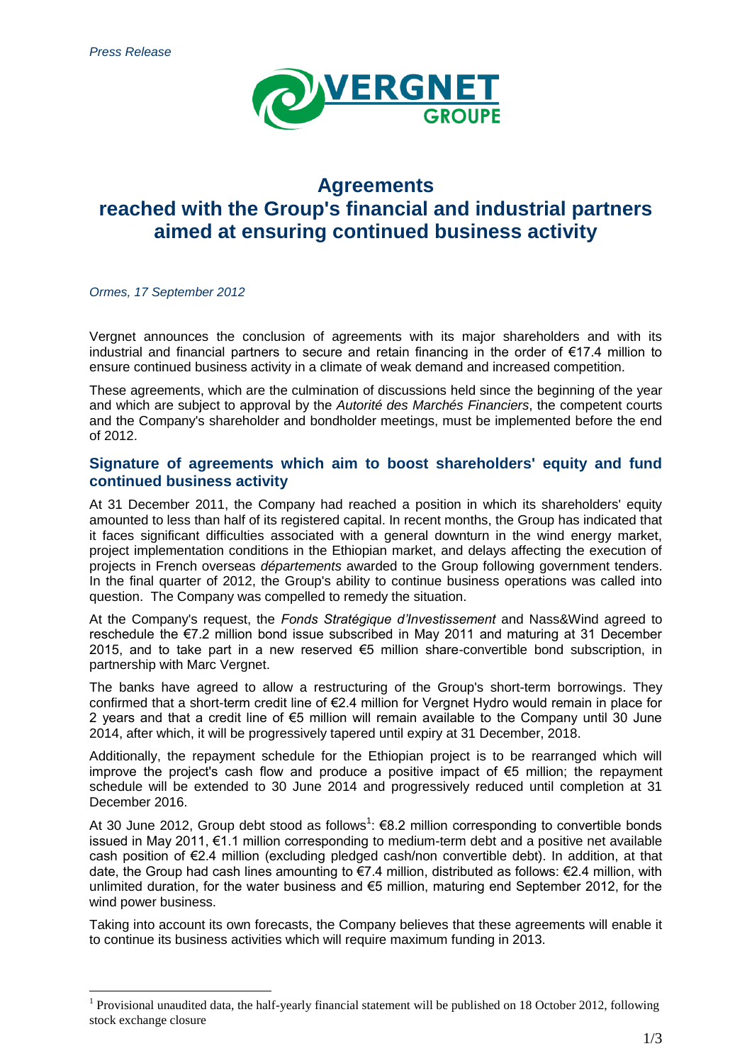*Press Release*

# Agreements reached with the Group's financial and industrial partners aimed at ensuring continued business activity

*Ormes, 17 September 2012*

Vergnet announces the conclusion of agreements with its major shareholders and with its industrial and financial partners to secure and retain financing in the order of €17.4 million to ensure continued business activity in a climate of weak demand and increased competition.

These agreements, which are the culmination of discussions held since the beginning of the year and which are subject to approval by the *Autorité des Marchés Financiers*, the competent courts and the Company's shareholder and bondholder meetings, must be implemented before the end of 2012.

## Signature of agreements which aim to boost shareholders' equity and fund continued business activity

At 31 December 2011, the Company had reached a position in which its shareholders' equity amounted to less than half of its registered capital. In recent months, the Group has indicated that it faces significant difficulties associated with a general downturn in the wind energy market, project implementation conditions in the Ethiopian market, and delays affecting the execution of projects in French overseas *départements* awarded to the Group following government tenders. In the final quarter of 2012, the Group's ability to continue business operations was called into question. The Company was compelled to remedy the situation.

At the Company's request, the *Fonds Stratégique d'Investissement* and Nass&Wind agreed to reschedule the €7.2 million bond issue subscribed in May 2011 and maturing at 31 December 2015, and to take part in a new reserved €5 million share-convertible bond subscription, in partnership with Marc Vergnet.

The banks have agreed to allow a restructuring of the Group's short-term borrowings. They confirmed that a short-term credit line of €2.4 million for Vergnet Hydro would remain in place for 2 years and that a credit line of €5 million will remain available to the Company until 30 June 2014, after which, it will be progressively tapered until expiry at 31 December, 2018.

Additionally, the repayment schedule for the Ethiopian project is to be rearranged which will improve the project's cash flow and produce a positive impact of €5 million; the repayment schedule will be extended to 30 June 2014 and progressively reduced until completion at 31 December 2016.

At 30 June 2012, Group debt stood as follows[1]: €8.2 million corresponding to convertible bonds issued in May 2011, €1.1 million corresponding to medium-term debt and a positive net available cash position of €2.4 million (excluding pledged cash/non convertible debt). In addition, at that date, the Group had cash lines amounting to €7.4 million, distributed as follows: €2.4 million, with unlimited duration, for the water business and €5 million, maturing end September 2012, for the wind power business.

Taking into account its own forecasts, the Company believes that these agreements will enable it to continue its business activities which will require maximum funding in 2013.

[1] Provisional unaudited data, the half-yearly financial statement will be published on 18 October 2012, following stock exchange closure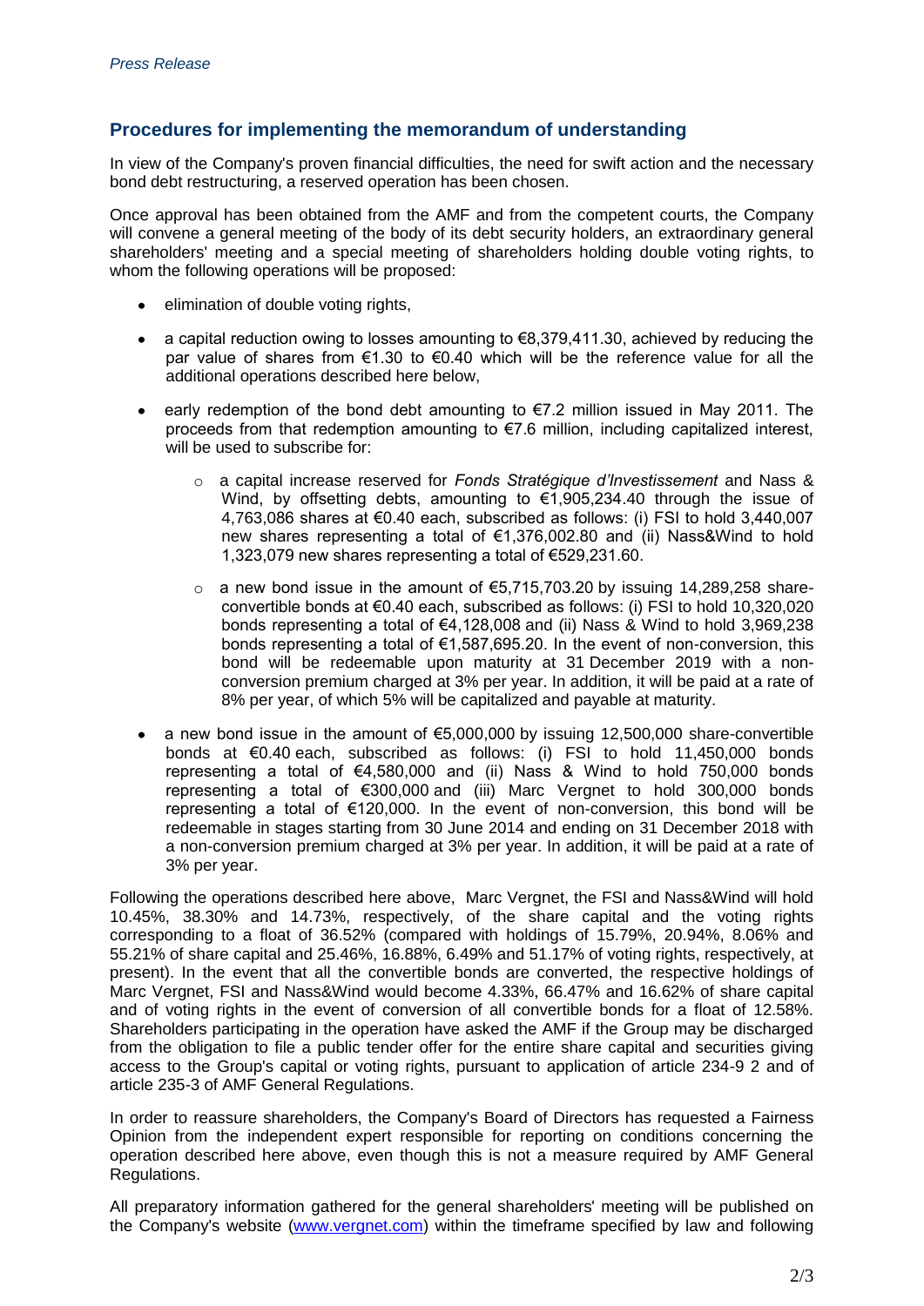*Press Release*

## Procedures for implementing the memorandum of understanding

In view of the Company's proven financial difficulties, the need for swift action and the necessary bond debt restructuring, a reserved operation has been chosen.

Once approval has been obtained from the AMF and from the competent courts, the Company will convene a general meeting of the body of its debt security holders, an extraordinary general shareholders' meeting and a special meeting of shareholders holding double voting rights, to whom the following operations will be proposed:

- elimination of double voting rights,
- a capital reduction owing to losses amounting to €8,379,411.30, achieved by reducing the par value of shares from €1.30 to €0.40 which will be the reference value for all the additional operations described here below,
- early redemption of the bond debt amounting to €7.2 million issued in May 2011. The proceeds from that redemption amounting to €7.6 million, including capitalized interest, will be used to subscribe for:
  - a capital increase reserved for *Fonds Stratégique d'Investissement* and Nass & Wind, by offsetting debts, amounting to €1,905,234.40 through the issue of 4,763,086 shares at €0.40 each, subscribed as follows: (i) FSI to hold 3,440,007 new shares representing a total of €1,376,002.80 and (ii) Nass&Wind to hold 1,323,079 new shares representing a total of €529,231.60.
  - a new bond issue in the amount of €5,715,703.20 by issuing 14,289,258 share-convertible bonds at €0.40 each, subscribed as follows: (i) FSI to hold 10,320,020 bonds representing a total of €4,128,008 and (ii) Nass & Wind to hold 3,969,238 bonds representing a total of €1,587,695.20. In the event of non-conversion, this bond will be redeemable upon maturity at 31 December 2019 with a non-conversion premium charged at 3% per year. In addition, it will be paid at a rate of 8% per year, of which 5% will be capitalized and payable at maturity.
- a new bond issue in the amount of €5,000,000 by issuing 12,500,000 share-convertible bonds at €0.40 each, subscribed as follows: (i) FSI to hold 11,450,000 bonds representing a total of €4,580,000 and (ii) Nass & Wind to hold 750,000 bonds representing a total of €300,000 and (iii) Marc Vergnet to hold 300,000 bonds representing a total of €120,000. In the event of non-conversion, this bond will be redeemable in stages starting from 30 June 2014 and ending on 31 December 2018 with a non-conversion premium charged at 3% per year. In addition, it will be paid at a rate of 3% per year.

Following the operations described here above, Marc Vergnet, the FSI and Nass&Wind will hold 10.45%, 38.30% and 14.73%, respectively, of the share capital and the voting rights corresponding to a float of 36.52% (compared with holdings of 15.79%, 20.94%, 8.06% and 55.21% of share capital and 25.46%, 16.88%, 6.49% and 51.17% of voting rights, respectively, at present). In the event that all the convertible bonds are converted, the respective holdings of Marc Vergnet, FSI and Nass&Wind would become 4.33%, 66.47% and 16.62% of share capital and of voting rights in the event of conversion of all convertible bonds for a float of 12.58%. Shareholders participating in the operation have asked the AMF if the Group may be discharged from the obligation to file a public tender offer for the entire share capital and securities giving access to the Group's capital or voting rights, pursuant to application of article 234-9 2 and of article 235-3 of AMF General Regulations.

In order to reassure shareholders, the Company's Board of Directors has requested a Fairness Opinion from the independent expert responsible for reporting on conditions concerning the operation described here above, even though this is not a measure required by AMF General Regulations.

All preparatory information gathered for the general shareholders' meeting will be published on the Company's website (www.vergnet.com) within the timeframe specified by law and following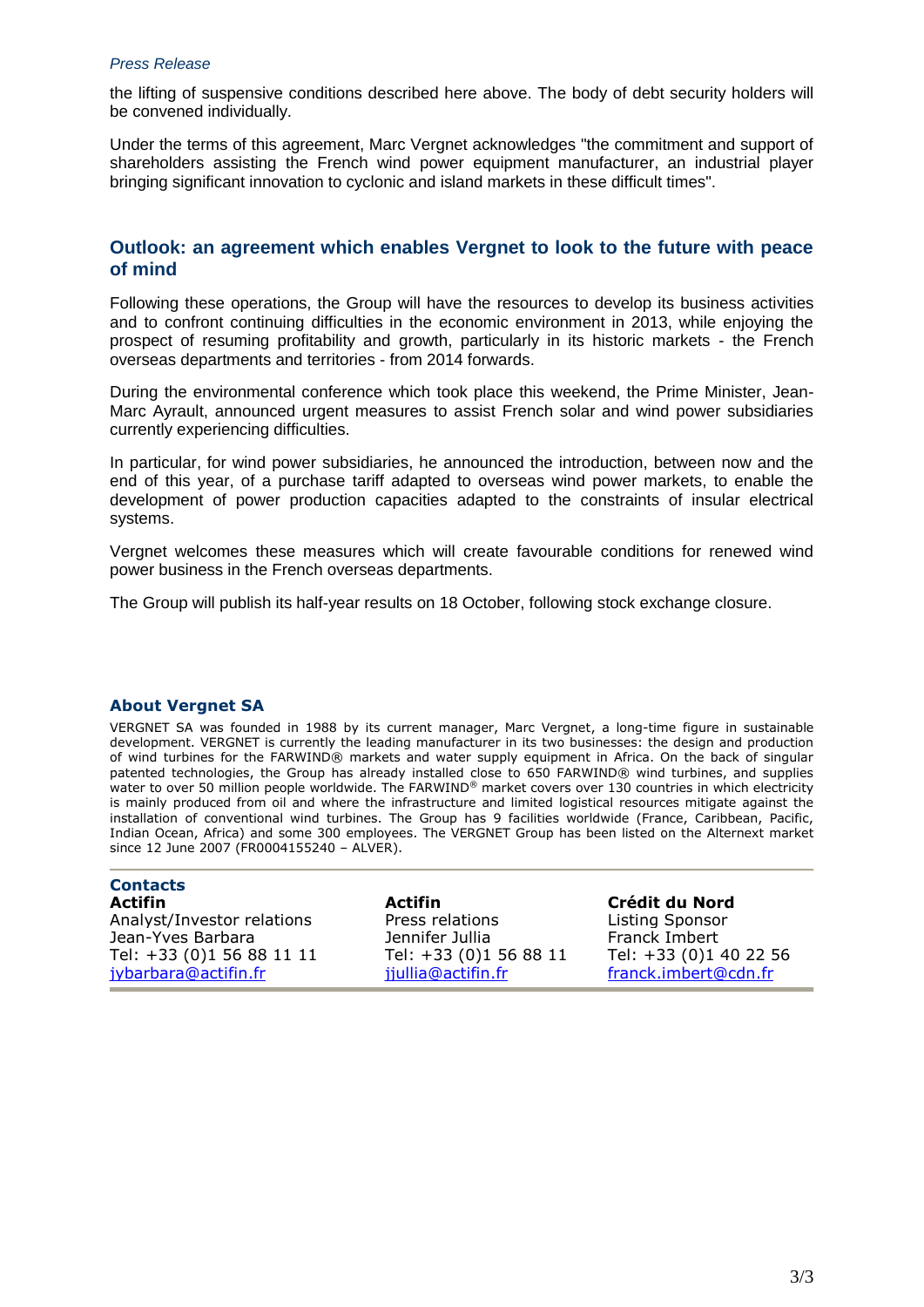the lifting of suspensive conditions described here above. The body of debt security holders will be convened individually.

Under the terms of this agreement, Marc Vergnet acknowledges "the commitment and support of shareholders assisting the French wind power equipment manufacturer, an industrial player bringing significant innovation to cyclonic and island markets in these difficult times".

## Outlook: an agreement which enables Vergnet to look to the future with peace of mind

Following these operations, the Group will have the resources to develop its business activities and to confront continuing difficulties in the economic environment in 2013, while enjoying the prospect of resuming profitability and growth, particularly in its historic markets - the French overseas departments and territories - from 2014 forwards.

During the environmental conference which took place this weekend, the Prime Minister, Jean-Marc Ayrault, announced urgent measures to assist French solar and wind power subsidiaries currently experiencing difficulties.

In particular, for wind power subsidiaries, he announced the introduction, between now and the end of this year, of a purchase tariff adapted to overseas wind power markets, to enable the development of power production capacities adapted to the constraints of insular electrical systems.

Vergnet welcomes these measures which will create favourable conditions for renewed wind power business in the French overseas departments.

The Group will publish its half-year results on 18 October, following stock exchange closure.

### About Vergnet SA

VERGNET SA was founded in 1988 by its current manager, Marc Vergnet, a long-time figure in sustainable development. VERGNET is currently the leading manufacturer in its two businesses: the design and production of wind turbines for the FARWIND® markets and water supply equipment in Africa. On the back of singular patented technologies, the Group has already installed close to 650 FARWIND® wind turbines, and supplies water to over 50 million people worldwide. The FARWIND® market covers over 130 countries in which electricity is mainly produced from oil and where the infrastructure and limited logistical resources mitigate against the installation of conventional wind turbines. The Group has 9 facilities worldwide (France, Caribbean, Pacific, Indian Ocean, Africa) and some 300 employees. The VERGNET Group has been listed on the Alternext market since 12 June 2007 (FR0004155240 – ALVER).

### Contacts

| | | |
|---|---|---|
| **Actifin** | **Actifin** | **Crédit du Nord** |
| Analyst/Investor relations | Press relations | Listing Sponsor |
| Jean-Yves Barbara | Jennifer Jullia | Franck Imbert |
| Tel: +33 (0)1 56 88 11 11 | Tel: +33 (0)1 56 88 11 | Tel: +33 (0)1 40 22 56 |
| jybarbara@actifin.fr | jjullia@actifin.fr | franck.imbert@cdn.fr |